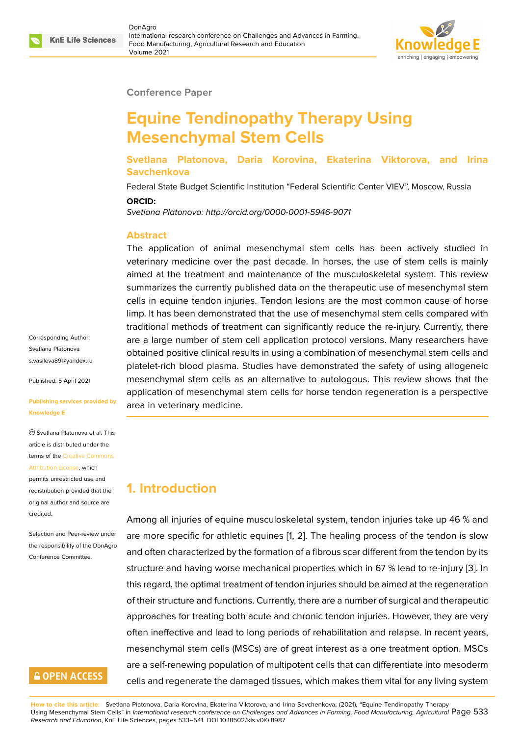Conference Paper

# Equine Tendinopathy Therapy Using Mesenchymal Stem Cells

**Svetlana Platonova, Daria Korovina, Ekaterina Viktorova, and Irina Savchenkova**

Federal State Budget Scientific Institution "Federal Scientific Center VIEV", Moscow, Russia

**ORCID:**

*Svetlana Platonova: http://orcid.org/0000-0001-5946-9071*

Corresponding Author: Svetlana Platonova s.vasileva89@yandex.ru

Published: 5 April 2021

Publishing services provided by Knowledge E

© Svetlana Platonova et al. This article is distributed under the terms of the Creative Commons Attribution License, which permits unrestricted use and redistribution provided that the original author and source are credited.

Selection and Peer-review under the responsibility of the DonAgro Conference Committee.

## Abstract

The application of animal mesenchymal stem cells has been actively studied in veterinary medicine over the past decade. In horses, the use of stem cells is mainly aimed at the treatment and maintenance of the musculoskeletal system. This review summarizes the currently published data on the therapeutic use of mesenchymal stem cells in equine tendon injuries. Tendon lesions are the most common cause of horse limp. It has been demonstrated that the use of mesenchymal stem cells compared with traditional methods of treatment can significantly reduce the re-injury. Currently, there are a large number of stem cell application protocol versions. Many researchers have obtained positive clinical results in using a combination of mesenchymal stem cells and platelet-rich blood plasma. Studies have demonstrated the safety of using allogeneic mesenchymal stem cells as an alternative to autologous. This review shows that the application of mesenchymal stem cells for horse tendon regeneration is a perspective area in veterinary medicine.

## 1. Introduction

Among all injuries of equine musculoskeletal system, tendon injuries take up 46 % and are more specific for athletic equines [1, 2]. The healing process of the tendon is slow and often characterized by the formation of a fibrous scar different from the tendon by its structure and having worse mechanical properties which in 67 % lead to re-injury [3]. In this regard, the optimal treatment of tendon injuries should be aimed at the regeneration of their structure and functions. Currently, there are a number of surgical and therapeutic approaches for treating both acute and chronic tendon injuries. However, they are very often ineffective and lead to long periods of rehabilitation and relapse. In recent years, mesenchymal stem cells (MSCs) are of great interest as a one treatment option. MSCs are a self-renewing population of multipotent cells that can differentiate into mesoderm cells and regenerate the damaged tissues, which makes them vital for any living system

**How to cite this article**: Svetlana Platonova, Daria Korovina, Ekaterina Viktorova, and Irina Savchenkova, (2021), "Equine Tendinopathy Therapy Using Mesenchymal Stem Cells" in *International research conference on Challenges and Advances in Farming, Food Manufacturing, Agricultural Research and Education*, KnE Life Sciences, pages 533–541. DOI 10.18502/kls.v0i0.8987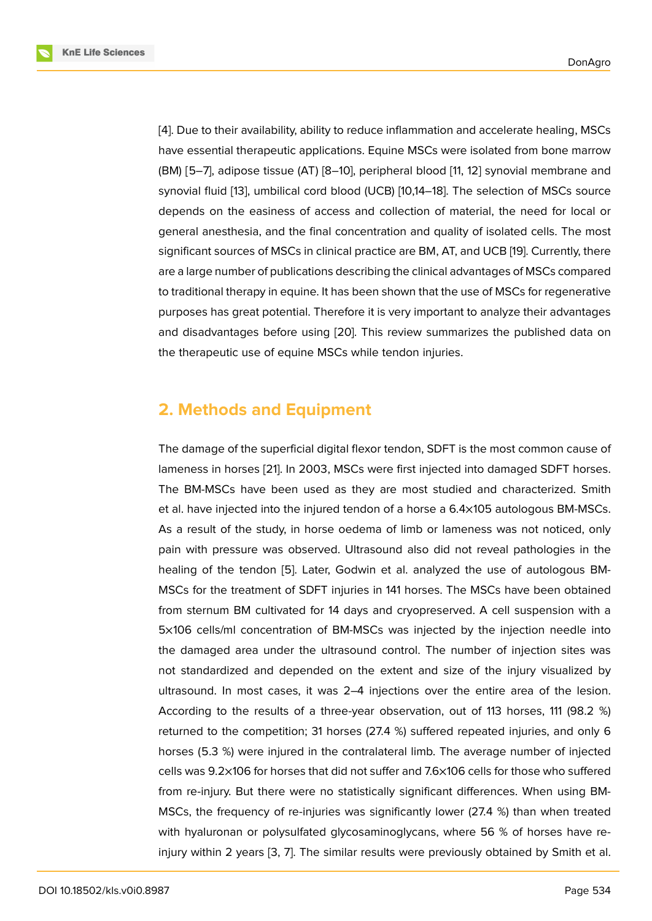[4]. Due to their availability, ability to reduce inflammation and accelerate healing, MSCs have essential therapeutic applications. Equine MSCs were isolated from bone marrow (BM) [5–7], adipose tissue (AT) [8–10], peripheral blood [11, 12] synovial membrane and synovial fluid [13], umbilical cord blood (UCB) [10,14–18]. The selection of MSCs source depends on the easiness of access and collection of material, the need for local or general anesthesia, and the final concentration and quality of isolated cells. The most significant sources of MSCs in clinical practice are BM, AT, and UCB [19]. Currently, there are a large number of publications describing the clinical advantages of MSCs compared to traditional therapy in equine. It has been shown that the use of MSCs for regenerative purposes has great potential. Therefore it is very important to analyze their advantages and disadvantages before using [20]. This review summarizes the published data on the therapeutic use of equine MSCs while tendon injuries.

## 2. Methods and Equipment

The damage of the superficial digital flexor tendon, SDFT is the most common cause of lameness in horses [21]. In 2003, MSCs were first injected into damaged SDFT horses. The BM-MSCs have been used as they are most studied and characterized. Smith et al. have injected into the injured tendon of a horse a $6.4 \times 10^5$ autologous BM-MSCs. As a result of the study, in horse oedema of limb or lameness was not noticed, only pain with pressure was observed. Ultrasound also did not reveal pathologies in the healing of the tendon [5]. Later, Godwin et al. analyzed the use of autologous BM-MSCs for the treatment of SDFT injuries in 141 horses. The MSCs have been obtained from sternum BM cultivated for 14 days and cryopreserved. A cell suspension with a $5 \times 10^6$ cells/ml concentration of BM-MSCs was injected by the injection needle into the damaged area under the ultrasound control. The number of injection sites was not standardized and depended on the extent and size of the injury visualized by ultrasound. In most cases, it was 2–4 injections over the entire area of the lesion. According to the results of a three-year observation, out of 113 horses, 111 (98.2 %) returned to the competition; 31 horses (27.4 %) suffered repeated injuries, and only 6 horses (5.3 %) were injured in the contralateral limb. The average number of injected cells was $9.2 \times 10^6$ for horses that did not suffer and $7.6 \times 10^6$ cells for those who suffered from re-injury. But there were no statistically significant differences. When using BM-MSCs, the frequency of re-injuries was significantly lower (27.4 %) than when treated with hyaluronan or polysulfated glycosaminoglycans, where 56 % of horses have re-injury within 2 years [3, 7]. The similar results were previously obtained by Smith et al.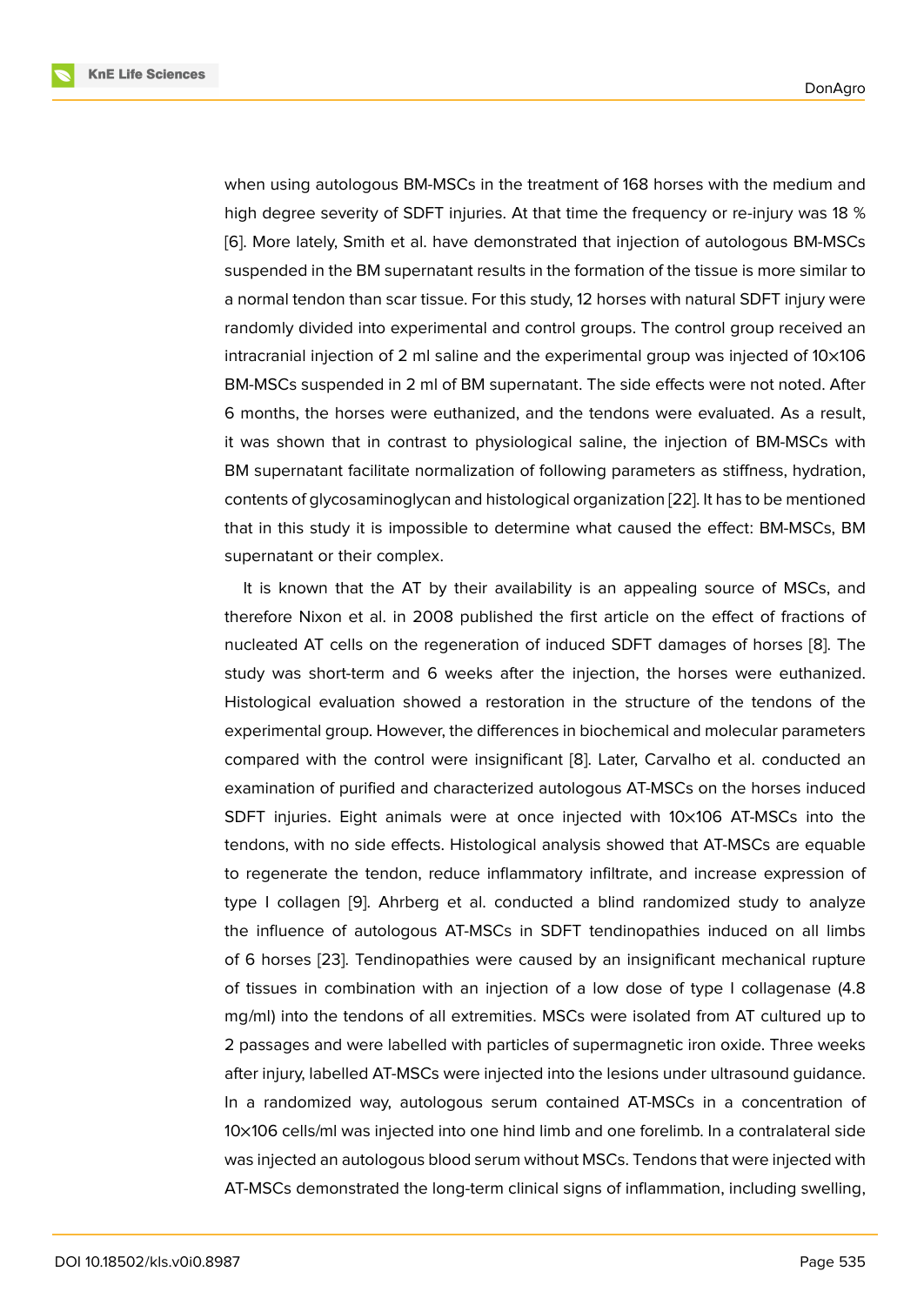when using autologous BM-MSCs in the treatment of 168 horses with the medium and high degree severity of SDFT injuries. At that time the frequency or re-injury was 18 % [6]. More lately, Smith et al. have demonstrated that injection of autologous BM-MSCs suspended in the BM supernatant results in the formation of the tissue is more similar to a normal tendon than scar tissue. For this study, 12 horses with natural SDFT injury were randomly divided into experimental and control groups. The control group received an intracranial injection of 2 ml saline and the experimental group was injected of 10×106 BM-MSCs suspended in 2 ml of BM supernatant. The side effects were not noted. After 6 months, the horses were euthanized, and the tendons were evaluated. As a result, it was shown that in contrast to physiological saline, the injection of BM-MSCs with BM supernatant facilitate normalization of following parameters as stiffness, hydration, contents of glycosaminoglycan and histological organization [22]. It has to be mentioned that in this study it is impossible to determine what caused the effect: BM-MSCs, BM supernatant or their complex.

It is known that the AT by their availability is an appealing source of MSCs, and therefore Nixon et al. in 2008 published the first article on the effect of fractions of nucleated AT cells on the regeneration of induced SDFT damages of horses [8]. The study was short-term and 6 weeks after the injection, the horses were euthanized. Histological evaluation showed a restoration in the structure of the tendons of the experimental group. However, the differences in biochemical and molecular parameters compared with the control were insignificant [8]. Later, Carvalho et al. conducted an examination of purified and characterized autologous AT-MSCs on the horses induced SDFT injuries. Eight animals were at once injected with 10×106 AT-MSCs into the tendons, with no side effects. Histological analysis showed that AT-MSCs are equable to regenerate the tendon, reduce inflammatory infiltrate, and increase expression of type I collagen [9]. Ahrberg et al. conducted a blind randomized study to analyze the influence of autologous AT-MSCs in SDFT tendinopathies induced on all limbs of 6 horses [23]. Tendinopathies were caused by an insignificant mechanical rupture of tissues in combination with an injection of a low dose of type I collagenase (4.8 mg/ml) into the tendons of all extremities. MSCs were isolated from AT cultured up to 2 passages and were labelled with particles of supermagnetic iron oxide. Three weeks after injury, labelled AT-MSCs were injected into the lesions under ultrasound guidance. In a randomized way, autologous serum contained AT-MSCs in a concentration of 10×106 cells/ml was injected into one hind limb and one forelimb. In a contralateral side was injected an autologous blood serum without MSCs. Tendons that were injected with AT-MSCs demonstrated the long-term clinical signs of inflammation, including swelling,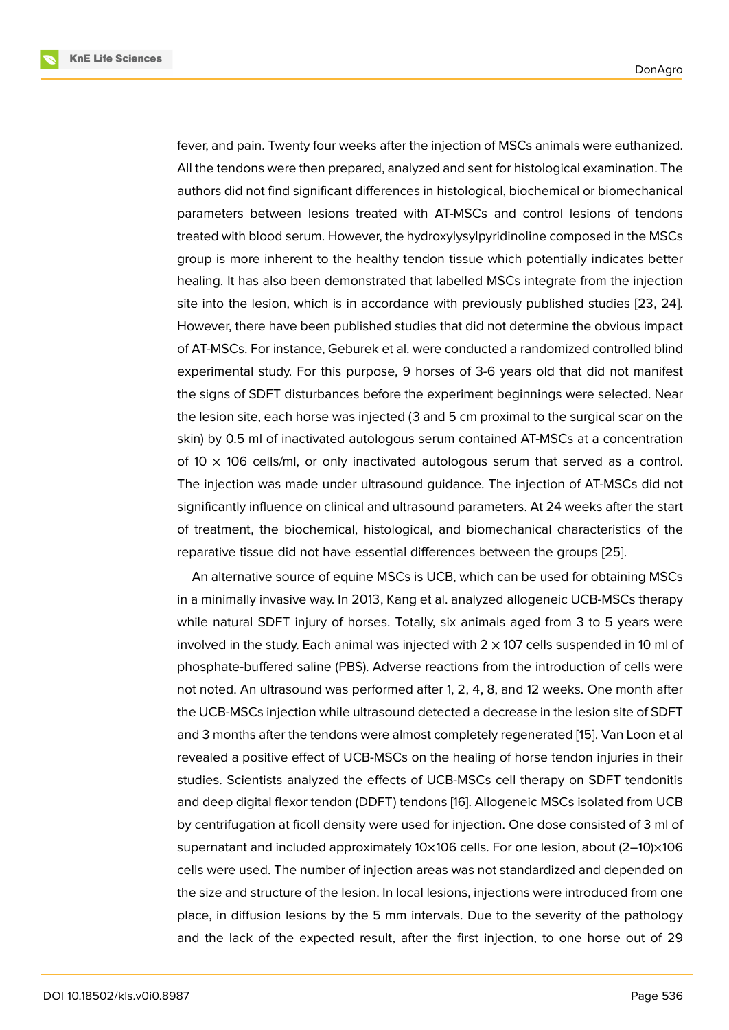fever, and pain. Twenty four weeks after the injection of MSCs animals were euthanized. All the tendons were then prepared, analyzed and sent for histological examination. The authors did not find significant differences in histological, biochemical or biomechanical parameters between lesions treated with AT-MSCs and control lesions of tendons treated with blood serum. However, the hydroxylysylpyridinoline composed in the MSCs group is more inherent to the healthy tendon tissue which potentially indicates better healing. It has also been demonstrated that labelled MSCs integrate from the injection site into the lesion, which is in accordance with previously published studies [23, 24]. However, there have been published studies that did not determine the obvious impact of AT-MSCs. For instance, Geburek et al. were conducted a randomized controlled blind experimental study. For this purpose, 9 horses of 3-6 years old that did not manifest the signs of SDFT disturbances before the experiment beginnings were selected. Near the lesion site, each horse was injected (3 and 5 cm proximal to the surgical scar on the skin) by 0.5 ml of inactivated autologous serum contained AT-MSCs at a concentration of 10 × 106 cells/ml, or only inactivated autologous serum that served as a control. The injection was made under ultrasound guidance. The injection of AT-MSCs did not significantly influence on clinical and ultrasound parameters. At 24 weeks after the start of treatment, the biochemical, histological, and biomechanical characteristics of the reparative tissue did not have essential differences between the groups [25].

An alternative source of equine MSCs is UCB, which can be used for obtaining MSCs in a minimally invasive way. In 2013, Kang et al. analyzed allogeneic UCB-MSCs therapy while natural SDFT injury of horses. Totally, six animals aged from 3 to 5 years were involved in the study. Each animal was injected with 2 × 107 cells suspended in 10 ml of phosphate-buffered saline (PBS). Adverse reactions from the introduction of cells were not noted. An ultrasound was performed after 1, 2, 4, 8, and 12 weeks. One month after the UCB-MSCs injection while ultrasound detected a decrease in the lesion site of SDFT and 3 months after the tendons were almost completely regenerated [15]. Van Loon et al revealed a positive effect of UCB-MSCs on the healing of horse tendon injuries in their studies. Scientists analyzed the effects of UCB-MSCs cell therapy on SDFT tendonitis and deep digital flexor tendon (DDFT) tendons [16]. Allogeneic MSCs isolated from UCB by centrifugation at ficoll density were used for injection. One dose consisted of 3 ml of supernatant and included approximately 10×106 cells. For one lesion, about (2–10)×106 cells were used. The number of injection areas was not standardized and depended on the size and structure of the lesion. In local lesions, injections were introduced from one place, in diffusion lesions by the 5 mm intervals. Due to the severity of the pathology and the lack of the expected result, after the first injection, to one horse out of 29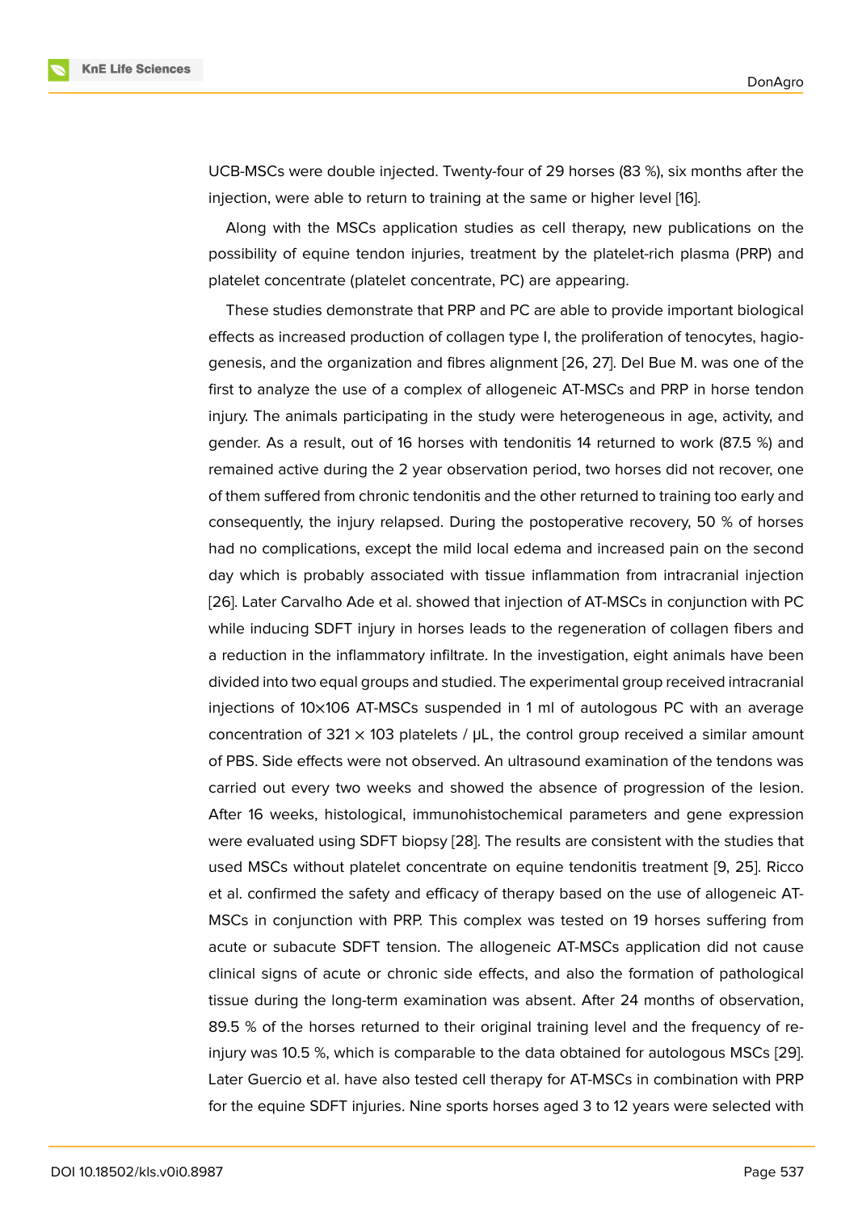UCB-MSCs were double injected. Twenty-four of 29 horses (83 %), six months after the injection, were able to return to training at the same or higher level [16].

Along with the MSCs application studies as cell therapy, new publications on the possibility of equine tendon injuries, treatment by the platelet-rich plasma (PRP) and platelet concentrate (platelet concentrate, PC) are appearing.

These studies demonstrate that PRP and PC are able to provide important biological effects as increased production of collagen type I, the proliferation of tenocytes, hagiogenesis, and the organization and fibres alignment [26, 27]. Del Bue M. was one of the first to analyze the use of a complex of allogeneic AT-MSCs and PRP in horse tendon injury. The animals participating in the study were heterogeneous in age, activity, and gender. As a result, out of 16 horses with tendonitis 14 returned to work (87.5 %) and remained active during the 2 year observation period, two horses did not recover, one of them suffered from chronic tendonitis and the other returned to training too early and consequently, the injury relapsed. During the postoperative recovery, 50 % of horses had no complications, except the mild local edema and increased pain on the second day which is probably associated with tissue inflammation from intracranial injection [26]. Later Carvalho Ade et al. showed that injection of AT-MSCs in conjunction with PC while inducing SDFT injury in horses leads to the regeneration of collagen fibers and a reduction in the inflammatory infiltrate. In the investigation, eight animals have been divided into two equal groups and studied. The experimental group received intracranial injections of 10×106 AT-MSCs suspended in 1 ml of autologous PC with an average concentration of 321 × 103 platelets / μL, the control group received a similar amount of PBS. Side effects were not observed. An ultrasound examination of the tendons was carried out every two weeks and showed the absence of progression of the lesion. After 16 weeks, histological, immunohistochemical parameters and gene expression were evaluated using SDFT biopsy [28]. The results are consistent with the studies that used MSCs without platelet concentrate on equine tendonitis treatment [9, 25]. Ricco et al. confirmed the safety and efficacy of therapy based on the use of allogeneic AT-MSCs in conjunction with PRP. This complex was tested on 19 horses suffering from acute or subacute SDFT tension. The allogeneic AT-MSCs application did not cause clinical signs of acute or chronic side effects, and also the formation of pathological tissue during the long-term examination was absent. After 24 months of observation, 89.5 % of the horses returned to their original training level and the frequency of re-injury was 10.5 %, which is comparable to the data obtained for autologous MSCs [29]. Later Guercio et al. have also tested cell therapy for AT-MSCs in combination with PRP for the equine SDFT injuries. Nine sports horses aged 3 to 12 years were selected with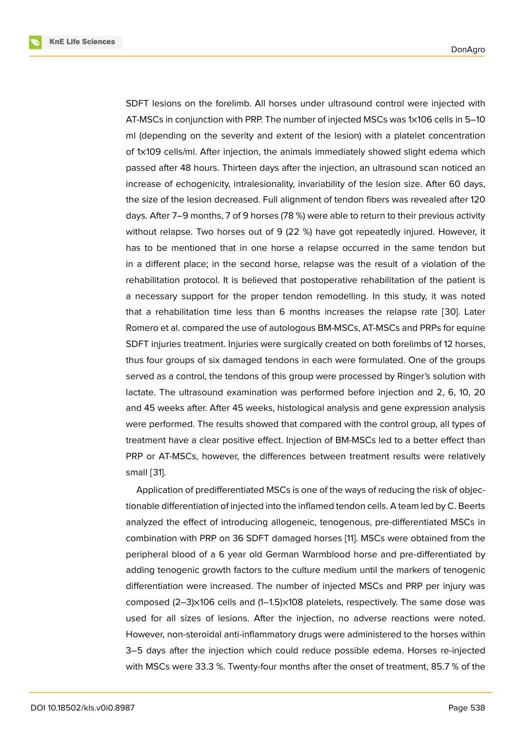SDFT lesions on the forelimb. All horses under ultrasound control were injected with AT-MSCs in conjunction with PRP. The number of injected MSCs was $1 \times 10^6$ cells in 5–10 ml (depending on the severity and extent of the lesion) with a platelet concentration of $1 \times 10^9$ cells/ml. After injection, the animals immediately showed slight edema which passed after 48 hours. Thirteen days after the injection, an ultrasound scan noticed an increase of echogenicity, intralesionality, invariability of the lesion size. After 60 days, the size of the lesion decreased. Full alignment of tendon fibers was revealed after 120 days. After 7–9 months, 7 of 9 horses (78 %) were able to return to their previous activity without relapse. Two horses out of 9 (22 %) have got repeatedly injured. However, it has to be mentioned that in one horse a relapse occurred in the same tendon but in a different place; in the second horse, relapse was the result of a violation of the rehabilitation protocol. It is believed that postoperative rehabilitation of the patient is a necessary support for the proper tendon remodelling. In this study, it was noted that a rehabilitation time less than 6 months increases the relapse rate [30]. Later Romero et al. compared the use of autologous BM-MSCs, AT-MSCs and PRPs for equine SDFT injuries treatment. Injuries were surgically created on both forelimbs of 12 horses, thus four groups of six damaged tendons in each were formulated. One of the groups served as a control, the tendons of this group were processed by Ringer's solution with lactate. The ultrasound examination was performed before injection and 2, 6, 10, 20 and 45 weeks after. After 45 weeks, histological analysis and gene expression analysis were performed. The results showed that compared with the control group, all types of treatment have a clear positive effect. Injection of BM-MSCs led to a better effect than PRP or AT-MSCs, however, the differences between treatment results were relatively small [31].

Application of predifferentiated MSCs is one of the ways of reducing the risk of objectionable differentiation of injected into the inflamed tendon cells. A team led by C. Beerts analyzed the effect of introducing allogeneic, tenogenous, pre-differentiated MSCs in combination with PRP on 36 SDFT damaged horses [11]. MSCs were obtained from the peripheral blood of a 6 year old German Warmblood horse and pre-differentiated by adding tenogenic growth factors to the culture medium until the markers of tenogenic differentiation were increased. The number of injected MSCs and PRP per injury was composed $(2\text{–}3) \times 10^6$ cells and $(1\text{–}1.5) \times 10^8$ platelets, respectively. The same dose was used for all sizes of lesions. After the injection, no adverse reactions were noted. However, non-steroidal anti-inflammatory drugs were administered to the horses within 3–5 days after the injection which could reduce possible edema. Horses re-injected with MSCs were 33.3 %. Twenty-four months after the onset of treatment, 85.7 % of the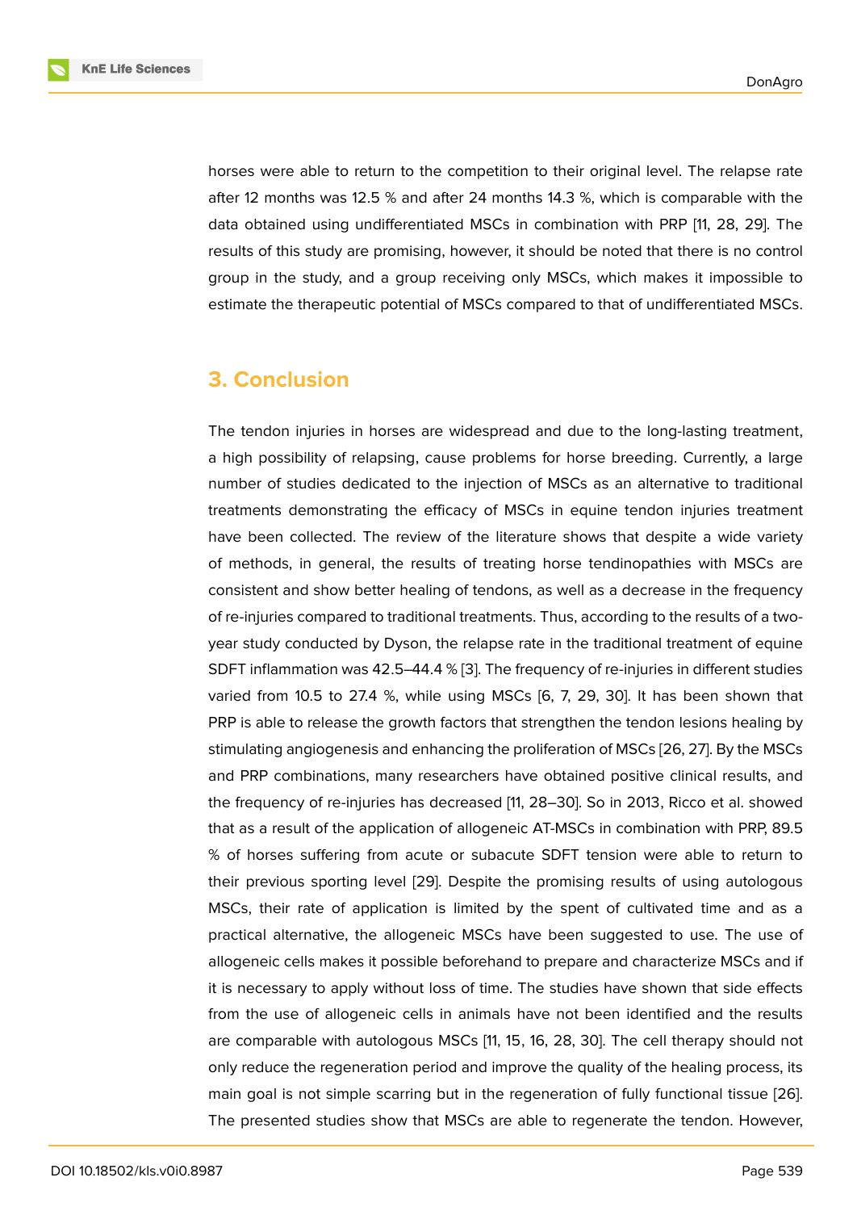horses were able to return to the competition to their original level. The relapse rate after 12 months was 12.5 % and after 24 months 14.3 %, which is comparable with the data obtained using undifferentiated MSCs in combination with PRP [11, 28, 29]. The results of this study are promising, however, it should be noted that there is no control group in the study, and a group receiving only MSCs, which makes it impossible to estimate the therapeutic potential of MSCs compared to that of undifferentiated MSCs.

## 3. Conclusion

The tendon injuries in horses are widespread and due to the long-lasting treatment, a high possibility of relapsing, cause problems for horse breeding. Currently, a large number of studies dedicated to the injection of MSCs as an alternative to traditional treatments demonstrating the efficacy of MSCs in equine tendon injuries treatment have been collected. The review of the literature shows that despite a wide variety of methods, in general, the results of treating horse tendinopathies with MSCs are consistent and show better healing of tendons, as well as a decrease in the frequency of re-injuries compared to traditional treatments. Thus, according to the results of a two-year study conducted by Dyson, the relapse rate in the traditional treatment of equine SDFT inflammation was 42.5–44.4 % [3]. The frequency of re-injuries in different studies varied from 10.5 to 27.4 %, while using MSCs [6, 7, 29, 30]. It has been shown that PRP is able to release the growth factors that strengthen the tendon lesions healing by stimulating angiogenesis and enhancing the proliferation of MSCs [26, 27]. By the MSCs and PRP combinations, many researchers have obtained positive clinical results, and the frequency of re-injuries has decreased [11, 28–30]. So in 2013, Ricco et al. showed that as a result of the application of allogeneic AT-MSCs in combination with PRP, 89.5 % of horses suffering from acute or subacute SDFT tension were able to return to their previous sporting level [29]. Despite the promising results of using autologous MSCs, their rate of application is limited by the spent of cultivated time and as a practical alternative, the allogeneic MSCs have been suggested to use. The use of allogeneic cells makes it possible beforehand to prepare and characterize MSCs and if it is necessary to apply without loss of time. The studies have shown that side effects from the use of allogeneic cells in animals have not been identified and the results are comparable with autologous MSCs [11, 15, 16, 28, 30]. The cell therapy should not only reduce the regeneration period and improve the quality of the healing process, its main goal is not simple scarring but in the regeneration of fully functional tissue [26]. The presented studies show that MSCs are able to regenerate the tendon. However,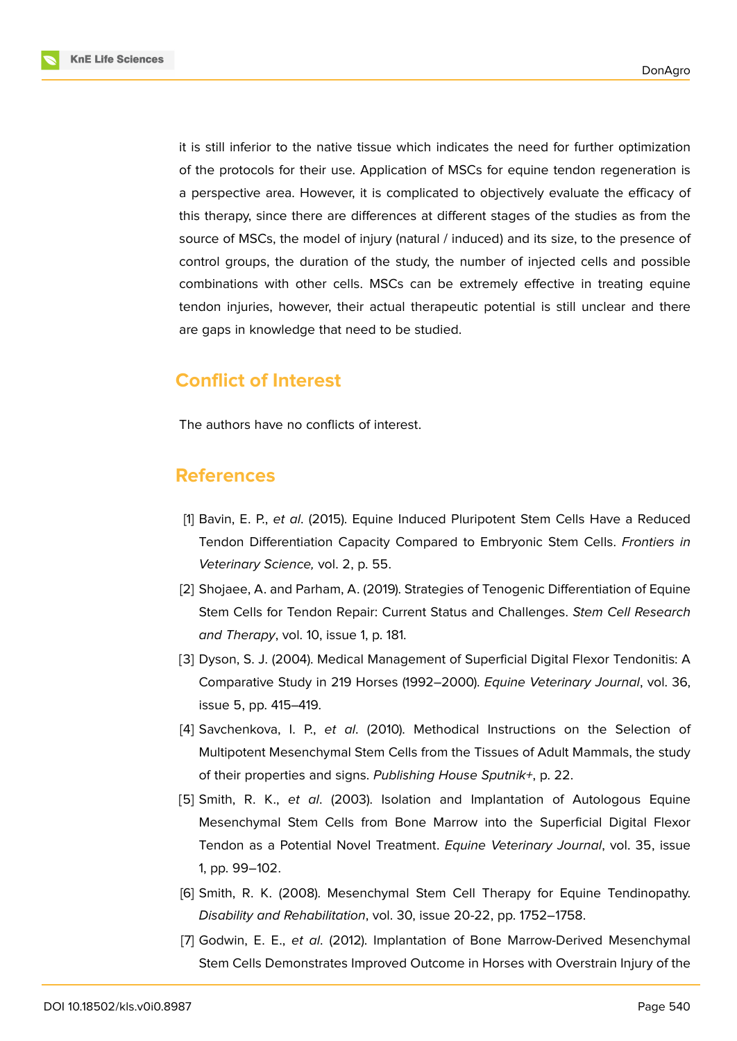it is still inferior to the native tissue which indicates the need for further optimization of the protocols for their use. Application of MSCs for equine tendon regeneration is a perspective area. However, it is complicated to objectively evaluate the efficacy of this therapy, since there are differences at different stages of the studies as from the source of MSCs, the model of injury (natural / induced) and its size, to the presence of control groups, the duration of the study, the number of injected cells and possible combinations with other cells. MSCs can be extremely effective in treating equine tendon injuries, however, their actual therapeutic potential is still unclear and there are gaps in knowledge that need to be studied.

## Conflict of Interest

The authors have no conflicts of interest.

## References

[1] Bavin, E. P., *et al.* (2015). Equine Induced Pluripotent Stem Cells Have a Reduced Tendon Differentiation Capacity Compared to Embryonic Stem Cells. *Frontiers in Veterinary Science,* vol. 2, p. 55.

[2] Shojaee, A. and Parham, A. (2019). Strategies of Tenogenic Differentiation of Equine Stem Cells for Tendon Repair: Current Status and Challenges. *Stem Cell Research and Therapy*, vol. 10, issue 1, p. 181.

[3] Dyson, S. J. (2004). Medical Management of Superficial Digital Flexor Tendonitis: A Comparative Study in 219 Horses (1992–2000). *Equine Veterinary Journal*, vol. 36, issue 5, pp. 415–419.

[4] Savchenkova, I. P., *et al.* (2010). Methodical Instructions on the Selection of Multipotent Mesenchymal Stem Cells from the Tissues of Adult Mammals, the study of their properties and signs. *Publishing House Sputnik+*, p. 22.

[5] Smith, R. K., *et al.* (2003). Isolation and Implantation of Autologous Equine Mesenchymal Stem Cells from Bone Marrow into the Superficial Digital Flexor Tendon as a Potential Novel Treatment. *Equine Veterinary Journal*, vol. 35, issue 1, pp. 99–102.

[6] Smith, R. K. (2008). Mesenchymal Stem Cell Therapy for Equine Tendinopathy. *Disability and Rehabilitation*, vol. 30, issue 20-22, pp. 1752–1758.

[7] Godwin, E. E., *et al.* (2012). Implantation of Bone Marrow-Derived Mesenchymal Stem Cells Demonstrates Improved Outcome in Horses with Overstrain Injury of the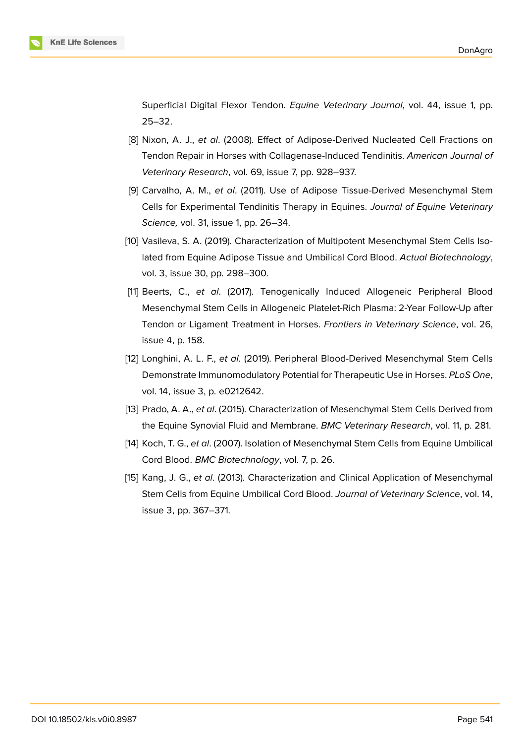Superficial Digital Flexor Tendon. *Equine Veterinary Journal*, vol. 44, issue 1, pp. 25–32.

[8] Nixon, A. J., *et al*. (2008). Effect of Adipose-Derived Nucleated Cell Fractions on Tendon Repair in Horses with Collagenase-Induced Tendinitis. *American Journal of Veterinary Research*, vol. 69, issue 7, pp. 928–937.

[9] Carvalho, A. M., *et al*. (2011). Use of Adipose Tissue-Derived Mesenchymal Stem Cells for Experimental Tendinitis Therapy in Equines. *Journal of Equine Veterinary Science,* vol. 31, issue 1, pp. 26–34.

[10] Vasileva, S. A. (2019). Characterization of Multipotent Mesenchymal Stem Cells Isolated from Equine Adipose Tissue and Umbilical Cord Blood. *Actual Biotechnology*, vol. 3, issue 30, pp. 298–300.

[11] Beerts, C., *et al*. (2017). Tenogenically Induced Allogeneic Peripheral Blood Mesenchymal Stem Cells in Allogeneic Platelet-Rich Plasma: 2-Year Follow-Up after Tendon or Ligament Treatment in Horses. *Frontiers in Veterinary Science*, vol. 26, issue 4, p. 158.

[12] Longhini, A. L. F., *et al*. (2019). Peripheral Blood-Derived Mesenchymal Stem Cells Demonstrate Immunomodulatory Potential for Therapeutic Use in Horses. *PLoS One*, vol. 14, issue 3, p. e0212642.

[13] Prado, A. A., *et al*. (2015). Characterization of Mesenchymal Stem Cells Derived from the Equine Synovial Fluid and Membrane. *BMC Veterinary Research*, vol. 11, p. 281.

[14] Koch, T. G., *et al*. (2007). Isolation of Mesenchymal Stem Cells from Equine Umbilical Cord Blood. *BMC Biotechnology*, vol. 7, p. 26.

[15] Kang, J. G., *et al*. (2013). Characterization and Clinical Application of Mesenchymal Stem Cells from Equine Umbilical Cord Blood. *Journal of Veterinary Science*, vol. 14, issue 3, pp. 367–371.